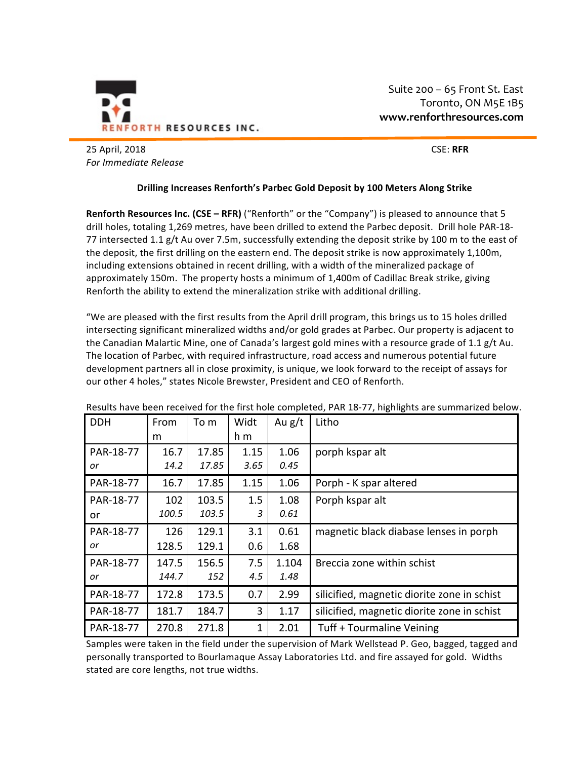RENFORTH RESOURCES INC.

Suite 200 – 65 Front St. East
Toronto, ON M5E 1B5
**www.renforthresources.com**

25 April, 2018
*For Immediate Release*

CSE: **RFR**

**Drilling Increases Renforth's Parbec Gold Deposit by 100 Meters Along Strike**

**Renforth Resources Inc. (CSE – RFR)** ("Renforth" or the "Company") is pleased to announce that 5 drill holes, totaling 1,269 metres, have been drilled to extend the Parbec deposit. Drill hole PAR-18-77 intersected 1.1 g/t Au over 7.5m, successfully extending the deposit strike by 100 m to the east of the deposit, the first drilling on the eastern end. The deposit strike is now approximately 1,100m, including extensions obtained in recent drilling, with a width of the mineralized package of approximately 150m. The property hosts a minimum of 1,400m of Cadillac Break strike, giving Renforth the ability to extend the mineralization strike with additional drilling.

"We are pleased with the first results from the April drill program, this brings us to 15 holes drilled intersecting significant mineralized widths and/or gold grades at Parbec. Our property is adjacent to the Canadian Malartic Mine, one of Canada's largest gold mines with a resource grade of 1.1 g/t Au. The location of Parbec, with required infrastructure, road access and numerous potential future development partners all in close proximity, is unique, we look forward to the receipt of assays for our other 4 holes," states Nicole Brewster, President and CEO of Renforth.

Results have been received for the first hole completed, PAR 18-77, highlights are summarized below.

| DDH | From m | To m | Width m | Au g/t | Litho |
|---|---|---|---|---|---|
| PAR-18-77<br>*or* | 16.7<br>*14.2* | 17.85<br>*17.85* | 1.15<br>*3.65* | 1.06<br>*0.45* | porph kspar alt |
| PAR-18-77 | 16.7 | 17.85 | 1.15 | 1.06 | Porph - K spar altered |
| PAR-18-77<br>or | 102<br>*100.5* | 103.5<br>*103.5* | 1.5<br>*3* | 1.08<br>*0.61* | Porph kspar alt |
| PAR-18-77<br>*or* | 126<br>128.5 | 129.1<br>129.1 | 3.1<br>0.6 | 0.61<br>1.68 | magnetic black diabase lenses in porph |
| PAR-18-77<br>*or* | 147.5<br>*144.7* | 156.5<br>*152* | 7.5<br>*4.5* | 1.104<br>*1.48* | Breccia zone within schist |
| PAR-18-77 | 172.8 | 173.5 | 0.7 | 2.99 | silicified, magnetic diorite zone in schist |
| PAR-18-77 | 181.7 | 184.7 | 3 | 1.17 | silicified, magnetic diorite zone in schist |
| PAR-18-77 | 270.8 | 271.8 | 1 | 2.01 | Tuff + Tourmaline Veining |

Samples were taken in the field under the supervision of Mark Wellstead P. Geo, bagged, tagged and personally transported to Bourlamaque Assay Laboratories Ltd. and fire assayed for gold. Widths stated are core lengths, not true widths.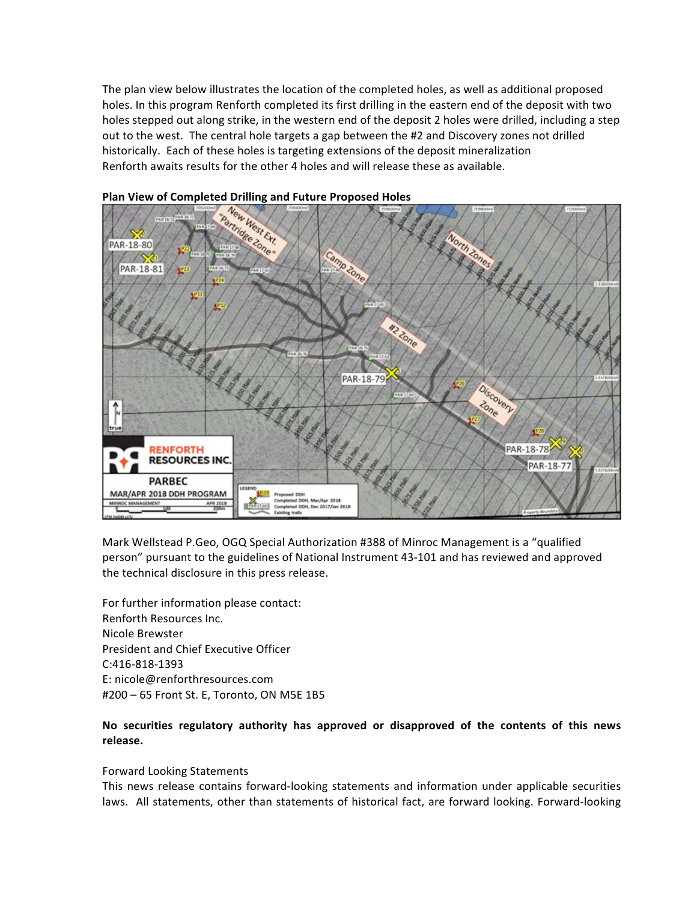The plan view below illustrates the location of the completed holes, as well as additional proposed holes. In this program Renforth completed its first drilling in the eastern end of the deposit with two holes stepped out along strike, in the western end of the deposit 2 holes were drilled, including a step out to the west. The central hole targets a gap between the #2 and Discovery zones not drilled historically. Each of these holes is targeting extensions of the deposit mineralization
Renforth awaits results for the other 4 holes and will release these as available.

**Plan View of Completed Drilling and Future Proposed Holes**

Mark Wellstead P.Geo, OGQ Special Authorization #388 of Minroc Management is a "qualified person" pursuant to the guidelines of National Instrument 43-101 and has reviewed and approved the technical disclosure in this press release.

For further information please contact:
Renforth Resources Inc.
Nicole Brewster
President and Chief Executive Officer
C:416-818-1393
E: nicole@renforthresources.com
#200 – 65 Front St. E, Toronto, ON M5E 1B5

**No securities regulatory authority has approved or disapproved of the contents of this news release.**

Forward Looking Statements
This news release contains forward-looking statements and information under applicable securities laws. All statements, other than statements of historical fact, are forward looking. Forward-looking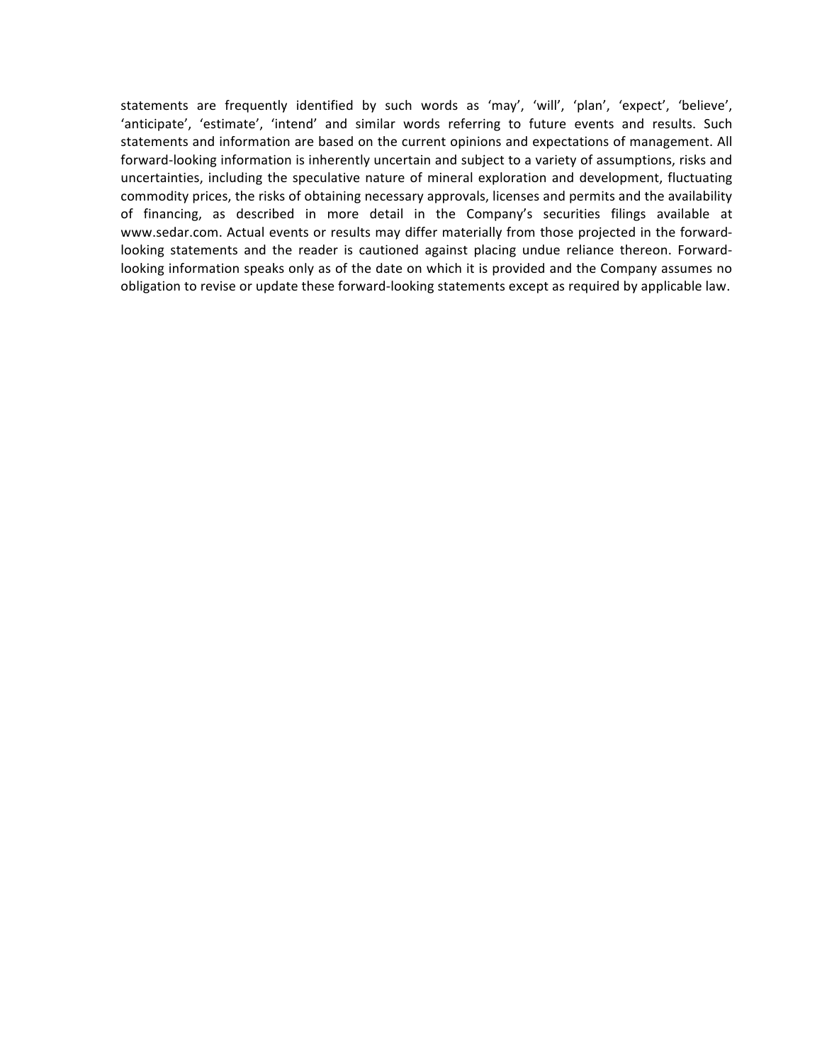statements are frequently identified by such words as 'may', 'will', 'plan', 'expect', 'believe', 'anticipate', 'estimate', 'intend' and similar words referring to future events and results. Such statements and information are based on the current opinions and expectations of management. All forward-looking information is inherently uncertain and subject to a variety of assumptions, risks and uncertainties, including the speculative nature of mineral exploration and development, fluctuating commodity prices, the risks of obtaining necessary approvals, licenses and permits and the availability of financing, as described in more detail in the Company's securities filings available at www.sedar.com. Actual events or results may differ materially from those projected in the forward-looking statements and the reader is cautioned against placing undue reliance thereon. Forward-looking information speaks only as of the date on which it is provided and the Company assumes no obligation to revise or update these forward-looking statements except as required by applicable law.